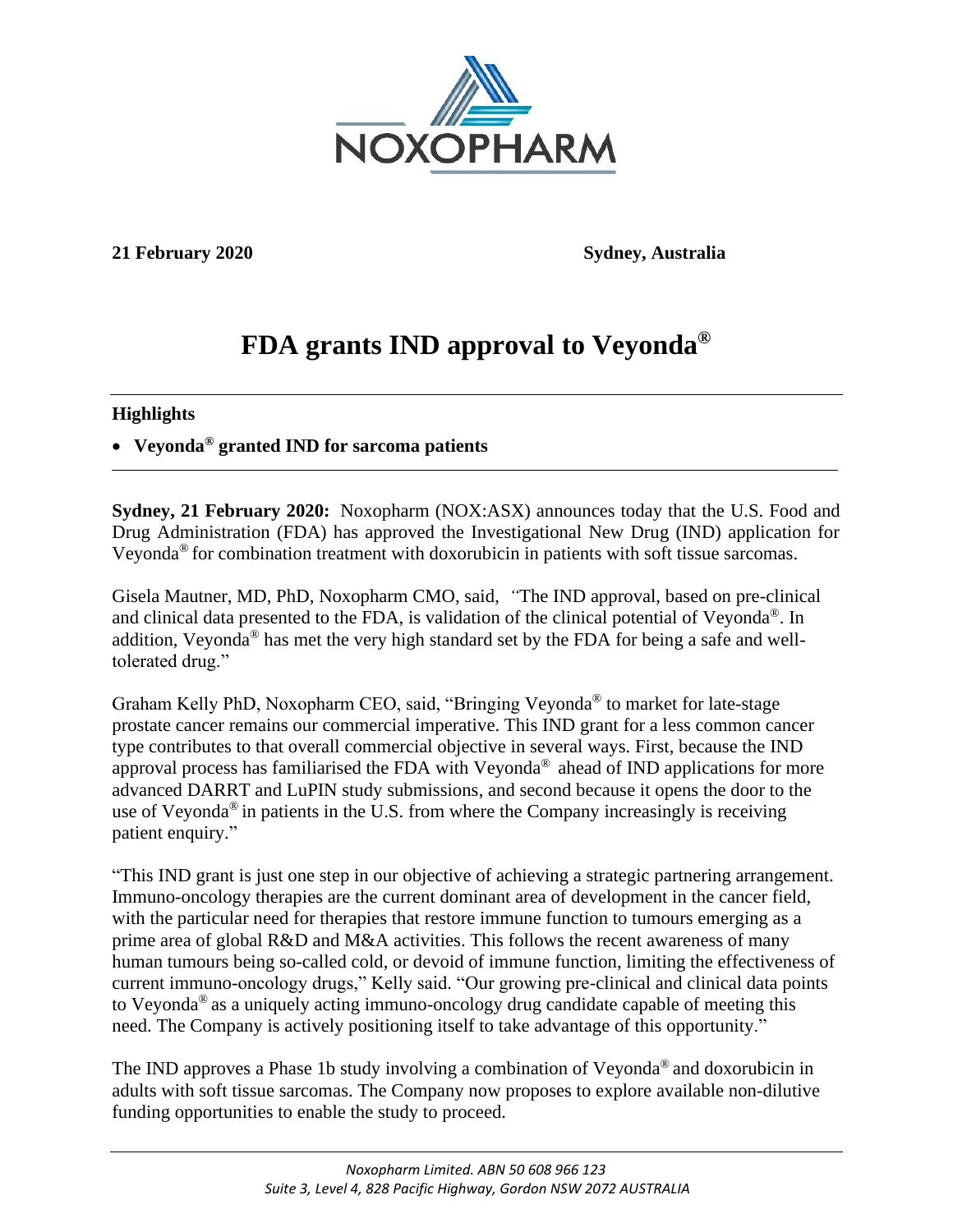NOXOPHARM

**21 February 2020** **Sydney, Australia**

# FDA grants IND approval to Veyonda®

## Highlights

- **Veyonda® granted IND for sarcoma patients**

**Sydney, 21 February 2020:** Noxopharm (NOX:ASX) announces today that the U.S. Food and Drug Administration (FDA) has approved the Investigational New Drug (IND) application for Veyonda® for combination treatment with doxorubicin in patients with soft tissue sarcomas.

Gisela Mautner, MD, PhD, Noxopharm CMO, said, "The IND approval, based on pre-clinical and clinical data presented to the FDA, is validation of the clinical potential of Veyonda®. In addition, Veyonda® has met the very high standard set by the FDA for being a safe and well-tolerated drug."

Graham Kelly PhD, Noxopharm CEO, said, "Bringing Veyonda® to market for late-stage prostate cancer remains our commercial imperative. This IND grant for a less common cancer type contributes to that overall commercial objective in several ways. First, because the IND approval process has familiarised the FDA with Veyonda® ahead of IND applications for more advanced DARRT and LuPIN study submissions, and second because it opens the door to the use of Veyonda® in patients in the U.S. from where the Company increasingly is receiving patient enquiry."

"This IND grant is just one step in our objective of achieving a strategic partnering arrangement. Immuno-oncology therapies are the current dominant area of development in the cancer field, with the particular need for therapies that restore immune function to tumours emerging as a prime area of global R&D and M&A activities. This follows the recent awareness of many human tumours being so-called cold, or devoid of immune function, limiting the effectiveness of current immuno-oncology drugs," Kelly said. "Our growing pre-clinical and clinical data points to Veyonda® as a uniquely acting immuno-oncology drug candidate capable of meeting this need. The Company is actively positioning itself to take advantage of this opportunity."

The IND approves a Phase 1b study involving a combination of Veyonda® and doxorubicin in adults with soft tissue sarcomas. The Company now proposes to explore available non-dilutive funding opportunities to enable the study to proceed.

*Noxopharm Limited. ABN 50 608 966 123*
*Suite 3, Level 4, 828 Pacific Highway, Gordon NSW 2072 AUSTRALIA*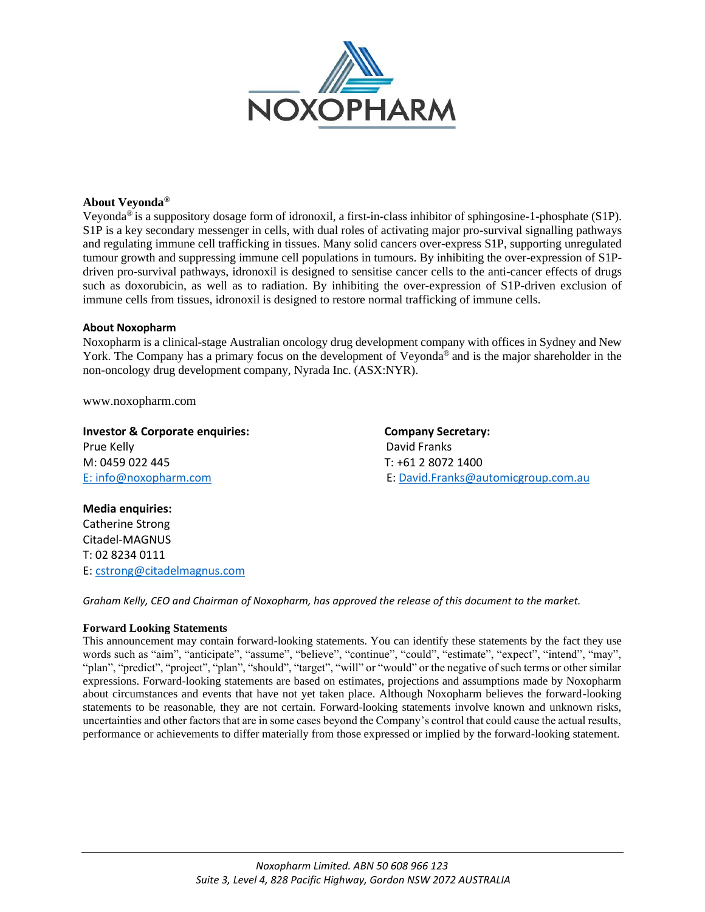**About Veyonda®**

Veyonda® is a suppository dosage form of idronoxil, a first-in-class inhibitor of sphingosine-1-phosphate (S1P). S1P is a key secondary messenger in cells, with dual roles of activating major pro-survival signalling pathways and regulating immune cell trafficking in tissues. Many solid cancers over-express S1P, supporting unregulated tumour growth and suppressing immune cell populations in tumours. By inhibiting the over-expression of S1P-driven pro-survival pathways, idronoxil is designed to sensitise cancer cells to the anti-cancer effects of drugs such as doxorubicin, as well as to radiation. By inhibiting the over-expression of S1P-driven exclusion of immune cells from tissues, idronoxil is designed to restore normal trafficking of immune cells.

**About Noxopharm**

Noxopharm is a clinical-stage Australian oncology drug development company with offices in Sydney and New York. The Company has a primary focus on the development of Veyonda® and is the major shareholder in the non-oncology drug development company, Nyrada Inc. (ASX:NYR).

www.noxopharm.com

**Investor & Corporate enquiries:**
Prue Kelly
M: 0459 022 445
E: info@noxopharm.com

**Company Secretary:**
David Franks
T: +61 2 8072 1400
E: David.Franks@automicgroup.com.au

**Media enquiries:**
Catherine Strong
Citadel-MAGNUS
T: 02 8234 0111
E: cstrong@citadelmagnus.com

*Graham Kelly, CEO and Chairman of Noxopharm, has approved the release of this document to the market.*

**Forward Looking Statements**

This announcement may contain forward-looking statements. You can identify these statements by the fact they use words such as "aim", "anticipate", "assume", "believe", "continue", "could", "estimate", "expect", "intend", "may", "plan", "predict", "project", "plan", "should", "target", "will" or "would" or the negative of such terms or other similar expressions. Forward-looking statements are based on estimates, projections and assumptions made by Noxopharm about circumstances and events that have not yet taken place. Although Noxopharm believes the forward-looking statements to be reasonable, they are not certain. Forward-looking statements involve known and unknown risks, uncertainties and other factors that are in some cases beyond the Company's control that could cause the actual results, performance or achievements to differ materially from those expressed or implied by the forward-looking statement.

*Noxopharm Limited. ABN 50 608 966 123*
*Suite 3, Level 4, 828 Pacific Highway, Gordon NSW 2072 AUSTRALIA*